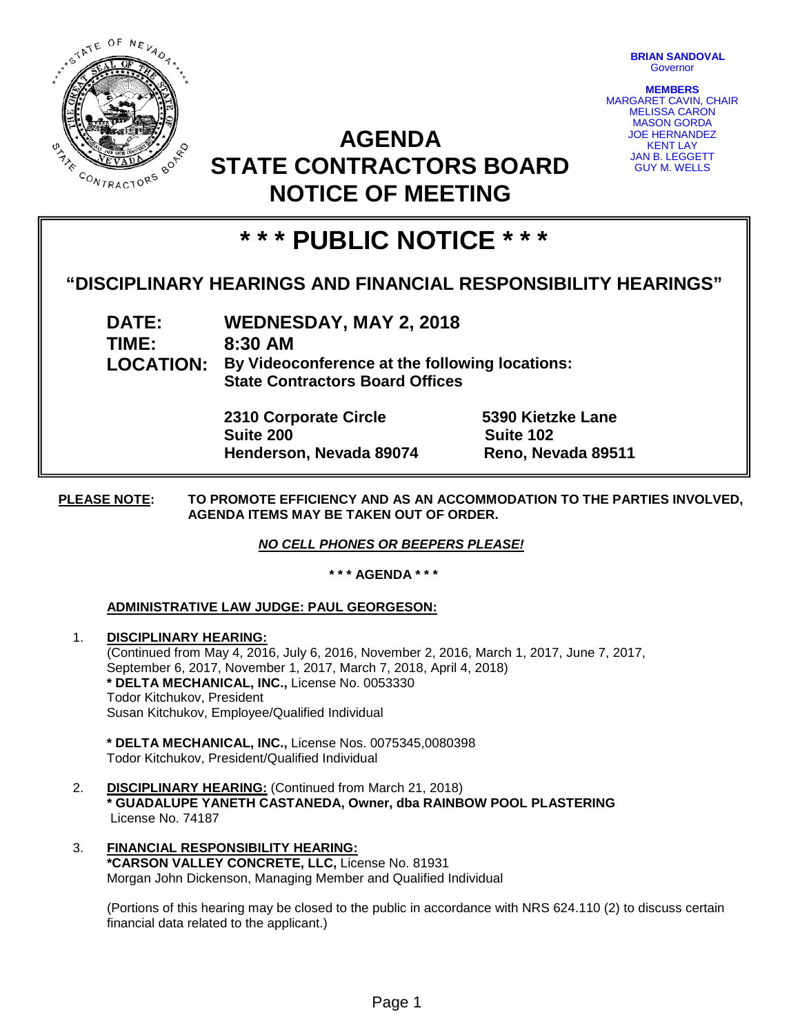**BRIAN SANDOVAL**
Governor

**MEMBERS**
MARGARET CAVIN, CHAIR
MELISSA CARON
MASON GORDA
JOE HERNANDEZ
KENT LAY
JAN B. LEGGETT
GUY M. WELLS

# AGENDA
# STATE CONTRACTORS BOARD
# NOTICE OF MEETING

## * * * PUBLIC NOTICE * * *

### "DISCIPLINARY HEARINGS AND FINANCIAL RESPONSIBILITY HEARINGS"

**DATE:** WEDNESDAY, MAY 2, 2018
**TIME:** 8:30 AM
**LOCATION:** By Videoconference at the following locations:
State Contractors Board Offices

**2310 Corporate Circle**
**Suite 200**
**Henderson, Nevada 89074**

**5390 Kietzke Lane**
**Suite 102**
**Reno, Nevada 89511**

**PLEASE NOTE:** **TO PROMOTE EFFICIENCY AND AS AN ACCOMMODATION TO THE PARTIES INVOLVED, AGENDA ITEMS MAY BE TAKEN OUT OF ORDER.**

***NO CELL PHONES OR BEEPERS PLEASE!***

**\* \* \* AGENDA \* \* \***

**ADMINISTRATIVE LAW JUDGE: PAUL GEORGESON:**

1. **DISCIPLINARY HEARING:**
   (Continued from May 4, 2016, July 6, 2016, November 2, 2016, March 1, 2017, June 7, 2017, September 6, 2017, November 1, 2017, March 7, 2018, April 4, 2018)
   **\* DELTA MECHANICAL, INC.,** License No. 0053330
   Todor Kitchukov, President
   Susan Kitchukov, Employee/Qualified Individual

   **\* DELTA MECHANICAL, INC.,** License Nos. 0075345,0080398
   Todor Kitchukov, President/Qualified Individual

2. **DISCIPLINARY HEARING:** (Continued from March 21, 2018)
   **\* GUADALUPE YANETH CASTANEDA, Owner, dba RAINBOW POOL PLASTERING**
   License No. 74187

3. **FINANCIAL RESPONSIBILITY HEARING:**
   **\*CARSON VALLEY CONCRETE, LLC,** License No. 81931
   Morgan John Dickenson, Managing Member and Qualified Individual

   (Portions of this hearing may be closed to the public in accordance with NRS 624.110 (2) to discuss certain financial data related to the applicant.)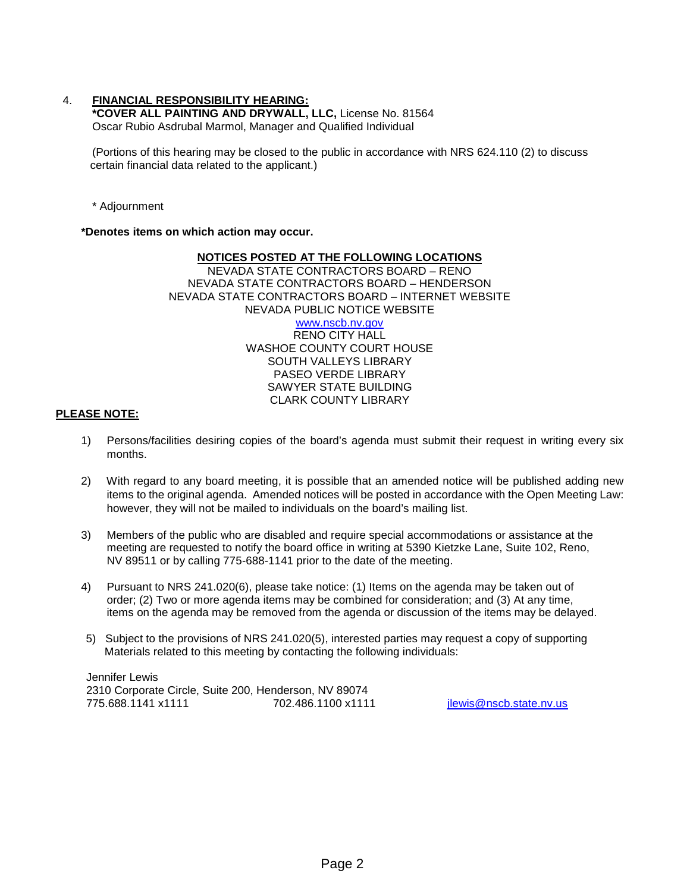4. **FINANCIAL RESPONSIBILITY HEARING:**
   ***COVER ALL PAINTING AND DRYWALL, LLC,** License No. 81564
   Oscar Rubio Asdrubal Marmol, Manager and Qualified Individual

   (Portions of this hearing may be closed to the public in accordance with NRS 624.110 (2) to discuss certain financial data related to the applicant.)

\* Adjournment

***Denotes items on which action may occur.**

**NOTICES POSTED AT THE FOLLOWING LOCATIONS**

NEVADA STATE CONTRACTORS BOARD – RENO
NEVADA STATE CONTRACTORS BOARD – HENDERSON
NEVADA STATE CONTRACTORS BOARD – INTERNET WEBSITE
NEVADA PUBLIC NOTICE WEBSITE
www.nscb.nv.gov
RENO CITY HALL
WASHOE COUNTY COURT HOUSE
SOUTH VALLEYS LIBRARY
PASEO VERDE LIBRARY
SAWYER STATE BUILDING
CLARK COUNTY LIBRARY

**PLEASE NOTE:**

1) Persons/facilities desiring copies of the board's agenda must submit their request in writing every six months.

2) With regard to any board meeting, it is possible that an amended notice will be published adding new items to the original agenda. Amended notices will be posted in accordance with the Open Meeting Law: however, they will not be mailed to individuals on the board's mailing list.

3) Members of the public who are disabled and require special accommodations or assistance at the meeting are requested to notify the board office in writing at 5390 Kietzke Lane, Suite 102, Reno, NV 89511 or by calling 775-688-1141 prior to the date of the meeting.

4) Pursuant to NRS 241.020(6), please take notice: (1) Items on the agenda may be taken out of order; (2) Two or more agenda items may be combined for consideration; and (3) At any time, items on the agenda may be removed from the agenda or discussion of the items may be delayed.

5) Subject to the provisions of NRS 241.020(5), interested parties may request a copy of supporting Materials related to this meeting by contacting the following individuals:

Jennifer Lewis
2310 Corporate Circle, Suite 200, Henderson, NV 89074
775.688.1141 x1111    702.486.1100 x1111    jlewis@nscb.state.nv.us